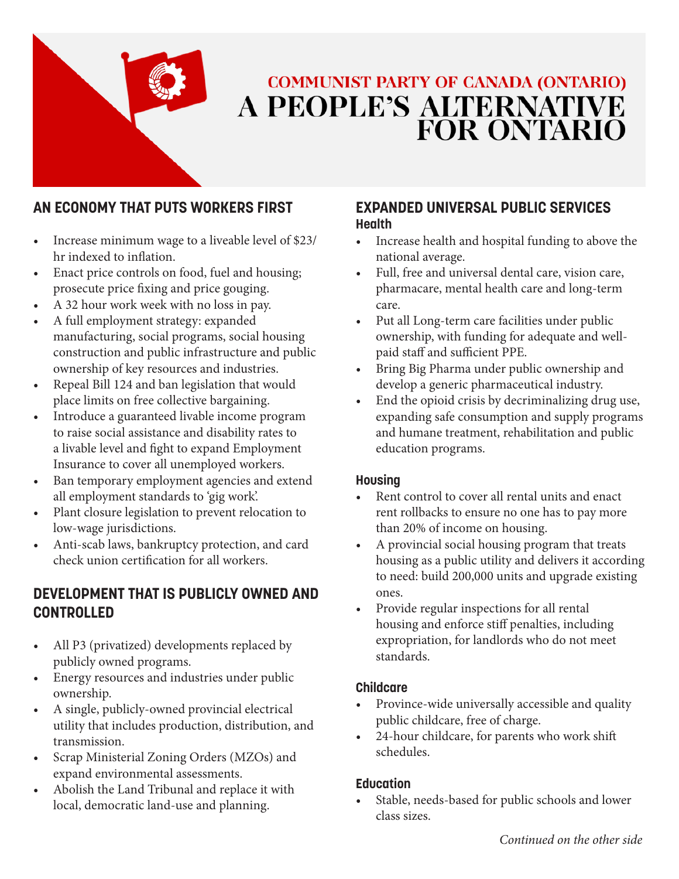# COMMUNIST PARTY OF CANADA (ONTARIO)
# A PEOPLE'S ALTERNATIVE FOR ONTARIO

## AN ECONOMY THAT PUTS WORKERS FIRST

- Increase minimum wage to a liveable level of $23/hr indexed to inflation.
- Enact price controls on food, fuel and housing; prosecute price fixing and price gouging.
- A 32 hour work week with no loss in pay.
- A full employment strategy: expanded manufacturing, social programs, social housing construction and public infrastructure and public ownership of key resources and industries.
- Repeal Bill 124 and ban legislation that would place limits on free collective bargaining.
- Introduce a guaranteed livable income program to raise social assistance and disability rates to a livable level and fight to expand Employment Insurance to cover all unemployed workers.
- Ban temporary employment agencies and extend all employment standards to 'gig work'.
- Plant closure legislation to prevent relocation to low-wage jurisdictions.
- Anti-scab laws, bankruptcy protection, and card check union certification for all workers.

## DEVELOPMENT THAT IS PUBLICLY OWNED AND CONTROLLED

- All P3 (privatized) developments replaced by publicly owned programs.
- Energy resources and industries under public ownership.
- A single, publicly-owned provincial electrical utility that includes production, distribution, and transmission.
- Scrap Ministerial Zoning Orders (MZOs) and expand environmental assessments.
- Abolish the Land Tribunal and replace it with local, democratic land-use and planning.

## EXPANDED UNIVERSAL PUBLIC SERVICES

### Health

- Increase health and hospital funding to above the national average.
- Full, free and universal dental care, vision care, pharmacare, mental health care and long-term care.
- Put all Long-term care facilities under public ownership, with funding for adequate and well-paid staff and sufficient PPE.
- Bring Big Pharma under public ownership and develop a generic pharmaceutical industry.
- End the opioid crisis by decriminalizing drug use, expanding safe consumption and supply programs and humane treatment, rehabilitation and public education programs.

### Housing

- Rent control to cover all rental units and enact rent rollbacks to ensure no one has to pay more than 20% of income on housing.
- A provincial social housing program that treats housing as a public utility and delivers it according to need: build 200,000 units and upgrade existing ones.
- Provide regular inspections for all rental housing and enforce stiff penalties, including expropriation, for landlords who do not meet standards.

### Childcare

- Province-wide universally accessible and quality public childcare, free of charge.
- 24-hour childcare, for parents who work shift schedules.

### Education

- Stable, needs-based for public schools and lower class sizes.

*Continued on the other side*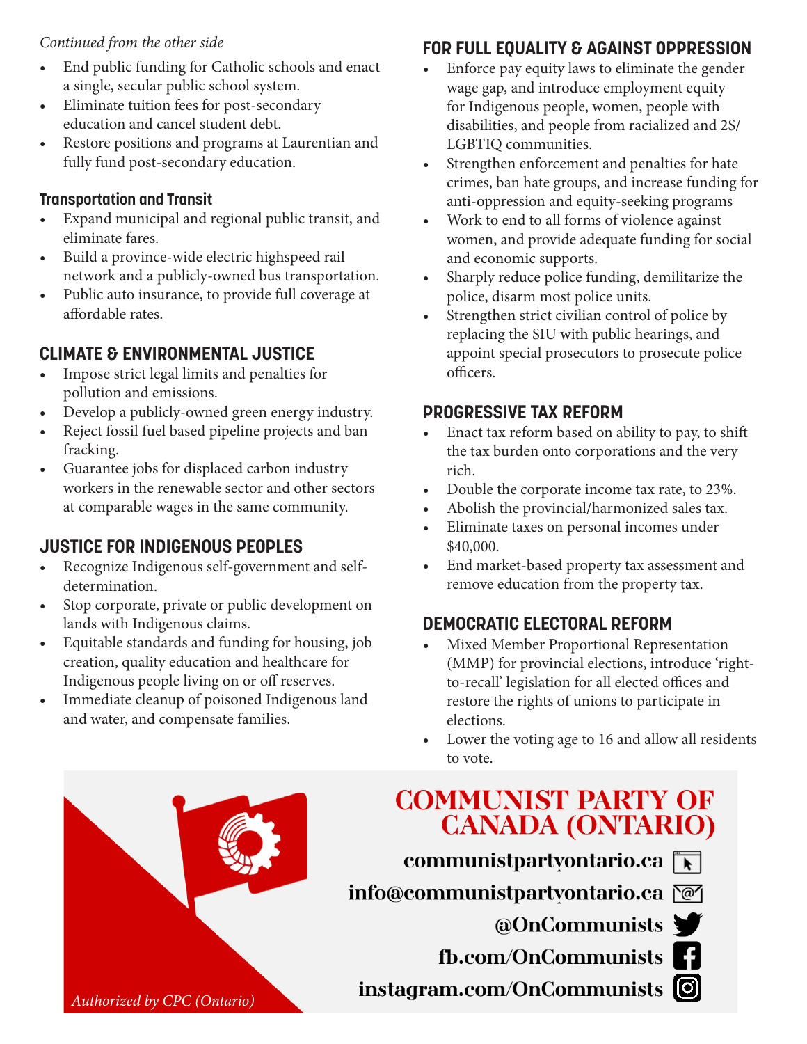*Continued from the other side*

- End public funding for Catholic schools and enact a single, secular public school system.
- Eliminate tuition fees for post-secondary education and cancel student debt.
- Restore positions and programs at Laurentian and fully fund post-secondary education.

### Transportation and Transit

- Expand municipal and regional public transit, and eliminate fares.
- Build a province-wide electric highspeed rail network and a publicly-owned bus transportation.
- Public auto insurance, to provide full coverage at affordable rates.

## CLIMATE & ENVIRONMENTAL JUSTICE

- Impose strict legal limits and penalties for pollution and emissions.
- Develop a publicly-owned green energy industry.
- Reject fossil fuel based pipeline projects and ban fracking.
- Guarantee jobs for displaced carbon industry workers in the renewable sector and other sectors at comparable wages in the same community.

## JUSTICE FOR INDIGENOUS PEOPLES

- Recognize Indigenous self-government and self-determination.
- Stop corporate, private or public development on lands with Indigenous claims.
- Equitable standards and funding for housing, job creation, quality education and healthcare for Indigenous people living on or off reserves.
- Immediate cleanup of poisoned Indigenous land and water, and compensate families.

## FOR FULL EQUALITY & AGAINST OPPRESSION

- Enforce pay equity laws to eliminate the gender wage gap, and introduce employment equity for Indigenous people, women, people with disabilities, and people from racialized and 2S/LGBTIQ communities.
- Strengthen enforcement and penalties for hate crimes, ban hate groups, and increase funding for anti-oppression and equity-seeking programs
- Work to end to all forms of violence against women, and provide adequate funding for social and economic supports.
- Sharply reduce police funding, demilitarize the police, disarm most police units.
- Strengthen strict civilian control of police by replacing the SIU with public hearings, and appoint special prosecutors to prosecute police officers.

## PROGRESSIVE TAX REFORM

- Enact tax reform based on ability to pay, to shift the tax burden onto corporations and the very rich.
- Double the corporate income tax rate, to 23%.
- Abolish the provincial/harmonized sales tax.
- Eliminate taxes on personal incomes under $40,000.
- End market-based property tax assessment and remove education from the property tax.

## DEMOCRATIC ELECTORAL REFORM

- Mixed Member Proportional Representation (MMP) for provincial elections, introduce 'right-to-recall' legislation for all elected offices and restore the rights of unions to participate in elections.
- Lower the voting age to 16 and allow all residents to vote.

# COMMUNIST PARTY OF CANADA (ONTARIO)

communistpartyontario.ca

info@communistpartyontario.ca

@OnCommunists

fb.com/OnCommunists

instagram.com/OnCommunists

*Authorized by CPC (Ontario)*